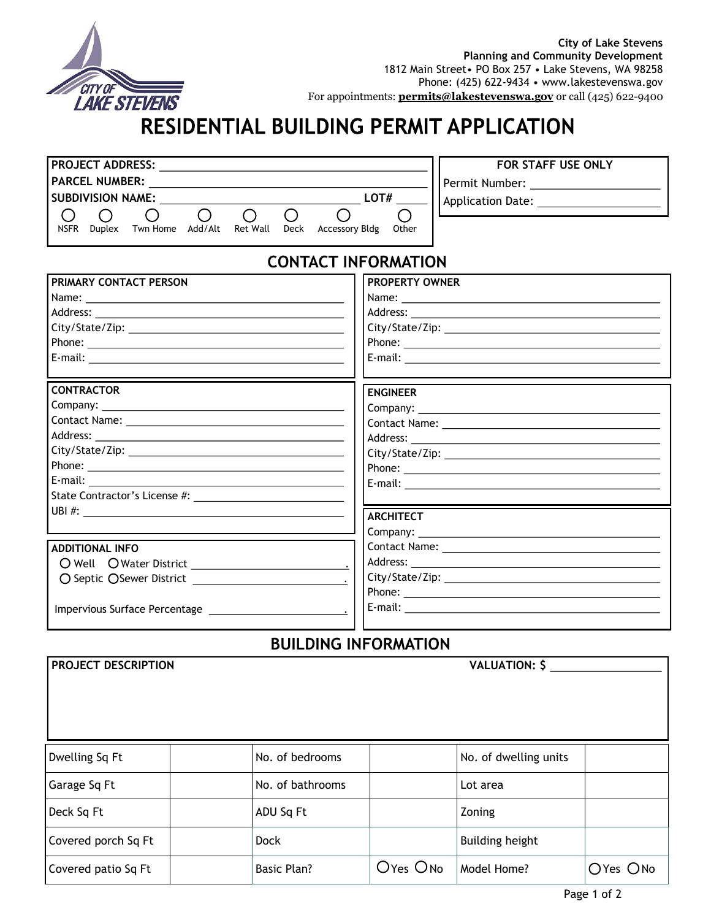**City of Lake Stevens**
**Planning and Community Development**
1812 Main Street• PO Box 257 • Lake Stevens, WA 98258
Phone: (425) 622-9434 • www.lakestevenswa.gov
For appointments: **permits@lakestevenswa.gov** or call (425) 622-9400

# RESIDENTIAL BUILDING PERMIT APPLICATION

**PROJECT ADDRESS:** ______________________________
**PARCEL NUMBER:** ______________________________
**SUBDIVISION NAME:** ______________________________ **LOT#** _____

○ NSFR ○ Duplex ○ Twn Home ○ Add/Alt ○ Ret Wall ○ Deck ○ Accessory Bldg ○ Other

**FOR STAFF USE ONLY**
Permit Number: ____________________
Application Date: ____________________

## CONTACT INFORMATION

**PRIMARY CONTACT PERSON**
Name: ______________________________
Address: ______________________________
City/State/Zip: ______________________________
Phone: ______________________________
E-mail: ______________________________

**PROPERTY OWNER**
Name: ______________________________
Address: ______________________________
City/State/Zip: ______________________________
Phone: ______________________________
E-mail: ______________________________

**CONTRACTOR**
Company: ______________________________
Contact Name: ______________________________
Address: ______________________________
City/State/Zip: ______________________________
Phone: ______________________________
E-mail: ______________________________
State Contractor's License #: ______________________________
UBI #: ______________________________

**ENGINEER**
Company: ______________________________
Contact Name: ______________________________
Address: ______________________________
City/State/Zip: ______________________________
Phone: ______________________________
E-mail: ______________________________

**ADDITIONAL INFO**
○ Well ○ Water District ______________________________.
○ Septic ○ Sewer District ______________________________.

Impervious Surface Percentage ______________________________.

**ARCHITECT**
Company: ______________________________
Contact Name: ______________________________
Address: ______________________________
City/State/Zip: ______________________________
Phone: ______________________________
E-mail: ______________________________

## BUILDING INFORMATION

**PROJECT DESCRIPTION** **VALUATION: $** ____________________

| Dwelling Sq Ft | | No. of bedrooms | | No. of dwelling units | |
|---|---|---|---|---|---|
| Garage Sq Ft | | No. of bathrooms | | Lot area | |
| Deck Sq Ft | | ADU Sq Ft | | Zoning | |
| Covered porch Sq Ft | | Dock | | Building height | |
| Covered patio Sq Ft | | Basic Plan? | ○Yes ○No | Model Home? | ○Yes ○No |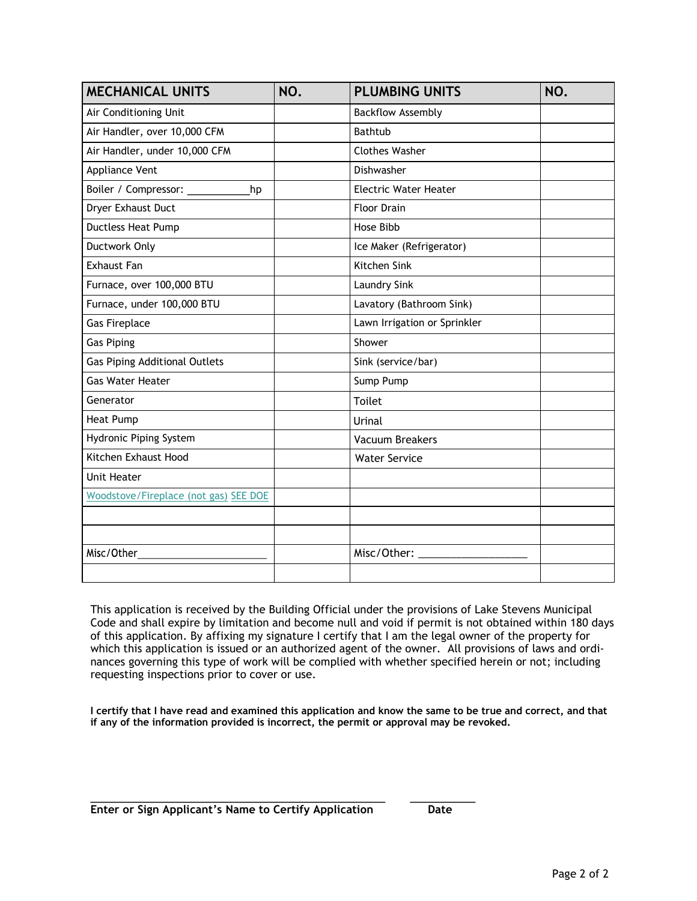| MECHANICAL UNITS | NO. | PLUMBING UNITS | NO. |
|---|---|---|---|
| Air Conditioning Unit | | Backflow Assembly | |
| Air Handler, over 10,000 CFM | | Bathtub | |
| Air Handler, under 10,000 CFM | | Clothes Washer | |
| Appliance Vent | | Dishwasher | |
| Boiler / Compressor: __________hp | | Electric Water Heater | |
| Dryer Exhaust Duct | | Floor Drain | |
| Ductless Heat Pump | | Hose Bibb | |
| Ductwork Only | | Ice Maker (Refrigerator) | |
| Exhaust Fan | | Kitchen Sink | |
| Furnace, over 100,000 BTU | | Laundry Sink | |
| Furnace, under 100,000 BTU | | Lavatory (Bathroom Sink) | |
| Gas Fireplace | | Lawn Irrigation or Sprinkler | |
| Gas Piping | | Shower | |
| Gas Piping Additional Outlets | | Sink (service/bar) | |
| Gas Water Heater | | Sump Pump | |
| Generator | | Toilet | |
| Heat Pump | | Urinal | |
| Hydronic Piping System | | Vacuum Breakers | |
| Kitchen Exhaust Hood | | Water Service | |
| Unit Heater | | | |
| Woodstove/Fireplace (not gas) SEE DOE | | | |
| | | | |
| | | | |
| Misc/Other______________________ | | Misc/Other: __________________ | |
| | | | |

This application is received by the Building Official under the provisions of Lake Stevens Municipal Code and shall expire by limitation and become null and void if permit is not obtained within 180 days of this application. By affixing my signature I certify that I am the legal owner of the property for which this application is issued or an authorized agent of the owner. All provisions of laws and ordinances governing this type of work will be complied with whether specified herein or not; including requesting inspections prior to cover or use.

**I certify that I have read and examined this application and know the same to be true and correct, and that if any of the information provided is incorrect, the permit or approval may be revoked.**

_______________________________________________ ___________

**Enter or Sign Applicant's Name to Certify Application** **Date**